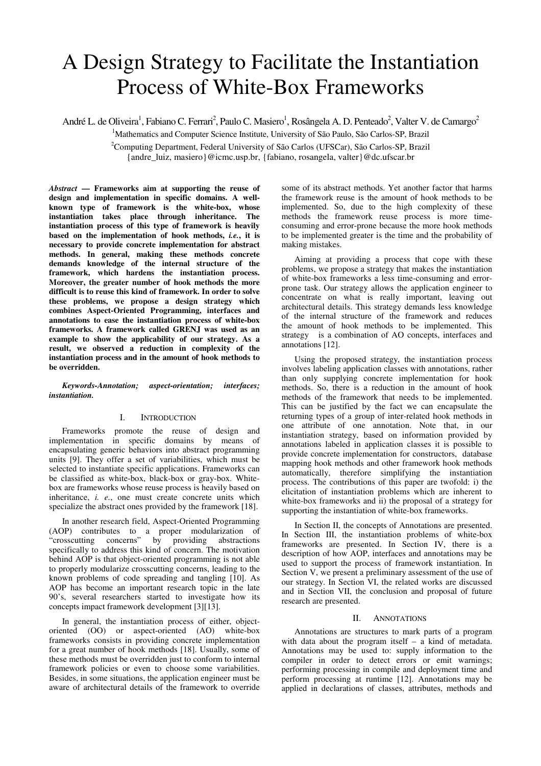# A Design Strategy to Facilitate the Instantiation Process of White-Box Frameworks

André L. de Oliveira[1], Fabiano C. Ferrari[2], Paulo C. Masiero[1], Rosângela A. D. Penteado[2], Valter V. de Camargo[2]

[1]Mathematics and Computer Science Institute, University of São Paulo, São Carlos-SP, Brazil

[2]Computing Department, Federal University of São Carlos (UFSCar), São Carlos-SP, Brazil

{andre_luiz, masiero}@icmc.usp.br, {fabiano, rosangela, valter}@dc.ufscar.br

***Abstract* — Frameworks aim at supporting the reuse of design and implementation in specific domains. A well-known type of framework is the white-box, whose instantiation takes place through inheritance. The instantiation process of this type of framework is heavily based on the implementation of hook methods, *i.e.*, it is necessary to provide concrete implementation for abstract methods. In general, making these methods concrete demands knowledge of the internal structure of the framework, which hardens the instantiation process. Moreover, the greater number of hook methods the more difficult is to reuse this kind of framework. In order to solve these problems, we propose a design strategy which combines Aspect-Oriented Programming, interfaces and annotations to ease the instantiation process of white-box frameworks. A framework called GRENJ was used as an example to show the applicability of our strategy. As a result, we observed a reduction in complexity of the instantiation process and in the amount of hook methods to be overridden.**

***Keywords-Annotation; aspect-orientation; interfaces; instantiation.***

## I. INTRODUCTION

Frameworks promote the reuse of design and implementation in specific domains by means of encapsulating generic behaviors into abstract programming units [9]. They offer a set of variabilities, which must be selected to instantiate specific applications. Frameworks can be classified as white-box, black-box or gray-box. White-box are frameworks whose reuse process is heavily based on inheritance, *i. e.*, one must create concrete units which specialize the abstract ones provided by the framework [18].

In another research field, Aspect-Oriented Programming (AOP) contributes to a proper modularization of "crosscutting concerns" by providing abstractions specifically to address this kind of concern. The motivation behind AOP is that object-oriented programming is not able to properly modularize crosscutting concerns, leading to the known problems of code spreading and tangling [10]. As AOP has become an important research topic in the late 90's, several researchers started to investigate how its concepts impact framework development [3][13].

In general, the instantiation process of either, object-oriented (OO) or aspect-oriented (AO) white-box frameworks consists in providing concrete implementation for a great number of hook methods [18]. Usually, some of these methods must be overridden just to conform to internal framework policies or even to choose some variabilities. Besides, in some situations, the application engineer must be aware of architectural details of the framework to override some of its abstract methods. Yet another factor that harms the framework reuse is the amount of hook methods to be implemented. So, due to the high complexity of these methods the framework reuse process is more time-consuming and error-prone because the more hook methods to be implemented greater is the time and the probability of making mistakes.

Aiming at providing a process that cope with these problems, we propose a strategy that makes the instantiation of white-box frameworks a less time-consuming and error-prone task. Our strategy allows the application engineer to concentrate on what is really important, leaving out architectural details. This strategy demands less knowledge of the internal structure of the framework and reduces the amount of hook methods to be implemented. This strategy is a combination of AO concepts, interfaces and annotations [12].

Using the proposed strategy, the instantiation process involves labeling application classes with annotations, rather than only supplying concrete implementation for hook methods. So, there is a reduction in the amount of hook methods of the framework that needs to be implemented. This can be justified by the fact we can encapsulate the returning types of a group of inter-related hook methods in one attribute of one annotation. Note that, in our instantiation strategy, based on information provided by annotations labeled in application classes it is possible to provide concrete implementation for constructors, database mapping hook methods and other framework hook methods automatically, therefore simplifying the instantiation process. The contributions of this paper are twofold: i) the elicitation of instantiation problems which are inherent to white-box frameworks and ii) the proposal of a strategy for supporting the instantiation of white-box frameworks.

In Section II, the concepts of Annotations are presented. In Section III, the instantiation problems of white-box frameworks are presented. In Section IV, there is a description of how AOP, interfaces and annotations may be used to support the process of framework instantiation. In Section V, we present a preliminary assessment of the use of our strategy. In Section VI, the related works are discussed and in Section VII, the conclusion and proposal of future research are presented.

## II. ANNOTATIONS

Annotations are structures to mark parts of a program with data about the program itself – a kind of metadata. Annotations may be used to: supply information to the compiler in order to detect errors or emit warnings; performing processing in compile and deployment time and perform processing at runtime [12]. Annotations may be applied in declarations of classes, attributes, methods and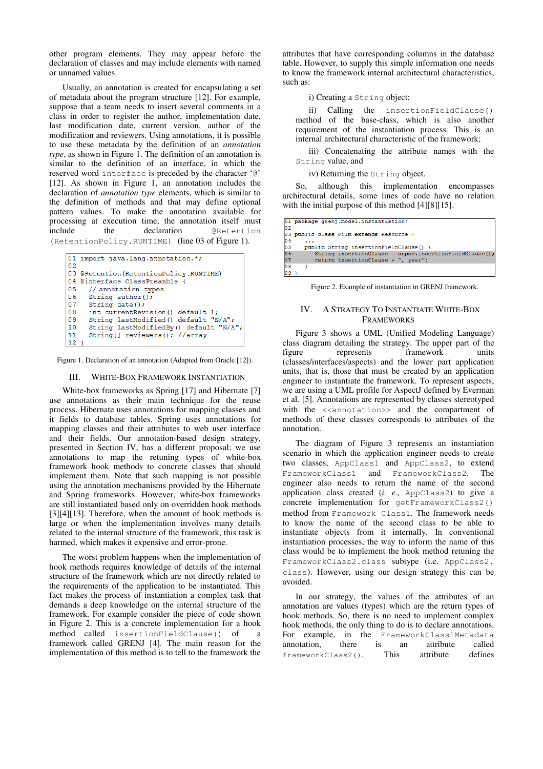other program elements. They may appear before the declaration of classes and may include elements with named or unnamed values.

Usually, an annotation is created for encapsulating a set of metadata about the program structure [12]. For example, suppose that a team needs to insert several comments in a class in order to register the author, implementation date, last modification date, current version, author of the modification and reviewers. Using annotations, it is possible to use these metadata by the definition of an *annotation type*, as shown in Figure 1. The definition of an annotation is similar to the definition of an interface, in which the reserved word `interface` is preceded by the character '`@`' [12]. As shown in Figure 1, an annotation includes the declaration of *annotation type* elements, which is similar to the definition of methods and that may define optional pattern values. To make the annotation available for processing at execution time, the annotation itself must include the declaration `@Retention (RetentionPolicy.RUNTIME)` (line 03 of Figure 1).

```
01 import java.lang.annotation.*;
02
03 @Retention(RetentionPolicy.RUNTIME)
04 @interface ClassPreamble {
05   // annotation types
06   String author();
07   String date();
08   int currentRevision() default 1;
09   String lastModified() default "N/A";
10   String lastModifiedBy() default "N/A";
11   String[] reviewers(); //array
12 }
```

Figure 1. Declaration of an annotation (Adapted from Oracle [12]).

## III. White-Box Framework Instantiation

White-box frameworks as Spring [17] and Hibernate [7] use annotations as their main technique for the reuse process. Hibernate uses annotations for mapping classes and it fields to database tables. Spring uses annotations for mapping classes and their attributes to web user interface and their fields. Our annotation-based design strategy, presented in Section IV, has a different proposal; we use annotations to map the retuning types of white-box framework hook methods to concrete classes that should implement them. Note that such mapping is not possible using the annotation mechanisms provided by the Hibernate and Spring frameworks. However, white-box frameworks are still instantiated based only on overridden hook methods [3][4][13]. Therefore, when the amount of hook methods is large or when the implementation involves many details related to the internal structure of the framework, this task is harmed, which makes it expensive and error-prone.

The worst problem happens when the implementation of hook methods requires knowledge of details of the internal structure of the framework which are not directly related to the requirements of the application to be instantiated. This fact makes the process of instantiation a complex task that demands a deep knowledge on the internal structure of the framework. For example consider the piece of code shown in Figure 2. This is a concrete implementation for a hook method called `insertionFieldClause()` of a framework called GRENJ [4]. The main reason for the implementation of this method is to tell to the framework the attributes that have corresponding columns in the database table. However, to supply this simple information one needs to know the framework internal architectural characteristics, such as:

i) Creating a `String` object;

ii) Calling the `insertionFieldClause()` method of the base-class, which is also another requirement of the instantiation process. This is an internal architectural characteristic of the framework;

iii) Concatenating the attribute names with the `String` value, and

iv) Returning the `String` object.

So, although this implementation encompasses architectural details, some lines of code have no relation with the initial purpose of this method [4][8][15].

```
01 package grenj.model.instantiation;
02
03 public class Film extends Resource {
04   ...
05   public String insertionFieldClause() {
06     String insertionClause = super.insertionFieldClause();
07     return insertionClause + ", year";
08   }
09 }
```

Figure 2. Example of instantiation in GRENJ framework.

## IV. A Strategy To Instantiate White-Box Frameworks

Figure 3 shows a UML (Unified Modeling Language) class diagram detailing the strategy. The upper part of the figure represents framework units (classes/interfaces/aspects) and the lower part application units, that is, those that must be created by an application engineer to instantiate the framework. To represent aspects, we are using a UML profile for AspectJ defined by Everman et al. [5]. Annotations are represented by classes stereotyped with the `<<annotation>>` and the compartment of methods of these classes corresponds to attributes of the annotation.

The diagram of Figure 3 represents an instantiation scenario in which the application engineer needs to create two classes, `AppClass1` and `AppClass2`, to extend `FrameworkClass1` and `FrameworkClass2`. The engineer also needs to return the name of the second application class created (*i. e.,* `AppClass2`) to give a concrete implementation for `getFrameworkClass2()` method from `Framework Class1`. The framework needs to know the name of the second class to be able to instantiate objects from it internally. In conventional instantiation processes, the way to inform the name of this class would be to implement the hook method retuning the `FrameworkClass2.class` subtype (i.e. `AppClass2.class`). However, using our design strategy this can be avoided.

In our strategy, the values of the attributes of an annotation are values (types) which are the return types of hook methods. So, there is no need to implement complex hook methods, the only thing to do is to declare annotations. For example, in the `FrameworkClass1Metadata` annotation, there is an attribute called `frameworkClass2()`. This attribute defines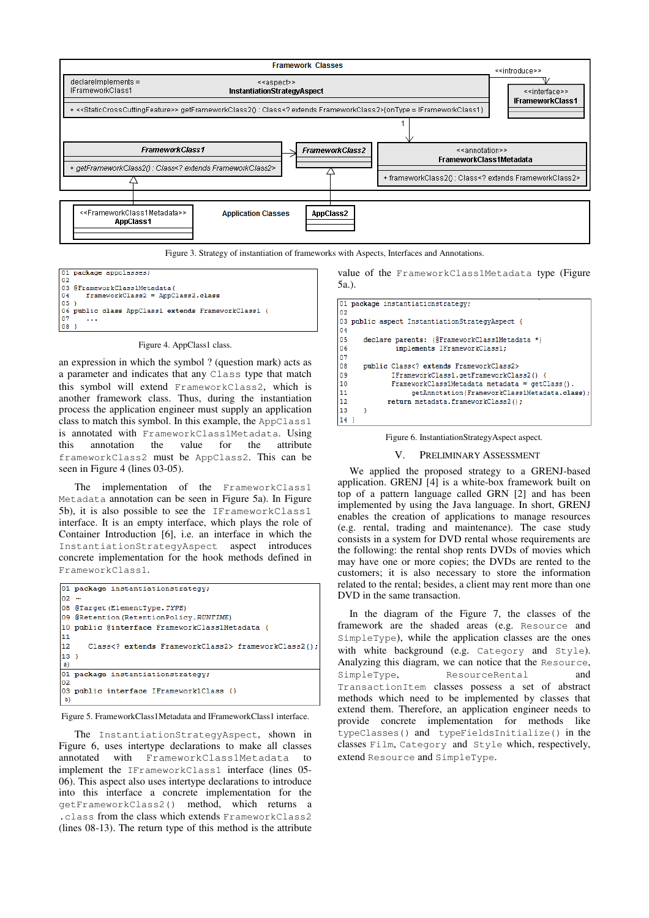Figure 3. Strategy of instantiation of frameworks with Aspects, Interfaces and Annotations.

```
01 package appclasses;
02
03 @FrameworkClass1Metadata(
04    frameworkClass2 = AppClass2.class
05 )
06 public class AppClass1 extends FrameworkClass1 {
07    ...
08 }
```

Figure 4. AppClass1 class.

an expression in which the symbol ? (question mark) acts as a parameter and indicates that any Class type that match this symbol will extend FrameworkClass2, which is another framework class. Thus, during the instantiation process the application engineer must supply an application class to match this symbol. In this example, the AppClass1 is annotated with FrameworkClass1Metadata. Using this annotation the value for the attribute frameworkClass2 must be AppClass2. This can be seen in Figure 4 (lines 03-05).

The implementation of the FrameworkClass1 Metadata annotation can be seen in Figure 5a). In Figure 5b), it is also possible to see the IFrameworkClass1 interface. It is an empty interface, which plays the role of Container Introduction [6], i.e. an interface in which the InstantiationStrategyAspect aspect introduces concrete implementation for the hook methods defined in FrameworkClass1.

```
01 package instantiationstrategy;
02 ...
08 @Target(ElementType.TYPE)
09 @Retention(RetentionPolicy.RUNTIME)
10 public @interface FrameworkClass1Metadata {
11
12    Class<? extends FrameworkClass2> frameworkClass2();
13 }
a)
```

```
01 package instantiationstrategy;
02
03 public interface IFramework1Class {}
b)
```

Figure 5. FrameworkClass1Metadata and IFrameworkClass1 interface.

The InstantiationStrategyAspect, shown in Figure 6, uses intertype declarations to make all classes annotated with FrameworkClass1Metadata to implement the IFrameworkClass1 interface (lines 05-06). This aspect also uses intertype declarations to introduce into this interface a concrete implementation for the getFrameworkClass2() method, which returns a .class from the class which extends FrameworkClass2 (lines 08-13). The return type of this method is the attribute value of the FrameworkClass1Metadata type (Figure 5a.).

```
01 package instantiationstrategy;
02
03 public aspect InstantiationStrategyAspect {
04
05    declare parents: (@FrameworkClass1Metadata *)
06          implements IFrameworkClass1;
07
08    public Class<? extends FrameworkClass2>
09          IFrameworkClass1.getFrameworkClass2() {
10          FrameworkClass1Metadata metadata = getClass().
11             getAnnotation(FrameworkClass1Metadata.class);
12          return metadata.frameworkClass2();
13    }
14 }
```

Figure 6. InstantiationStrategyAspect aspect.

## V. Preliminary Assessment

We applied the proposed strategy to a GRENJ-based application. GRENJ [4] is a white-box framework built on top of a pattern language called GRN [2] and has been implemented by using the Java language. In short, GRENJ enables the creation of applications to manage resources (e.g. rental, trading and maintenance). The case study consists in a system for DVD rental whose requirements are the following: the rental shop rents DVDs of movies which may have one or more copies; the DVDs are rented to the customers; it is also necessary to store the information related to the rental; besides, a client may rent more than one DVD in the same transaction.

In the diagram of the Figure 7, the classes of the framework are the shaded areas (e.g. Resource and SimpleType), while the application classes are the ones with white background (e.g. Category and Style). Analyzing this diagram, we can notice that the Resource, SimpleType, ResourceRental and TransactionItem classes possess a set of abstract methods which need to be implemented by classes that extend them. Therefore, an application engineer needs to provide concrete implementation for methods like typeClasses() and typeFieldsInitialize() in the classes Film, Category and Style which, respectively, extend Resource and SimpleType.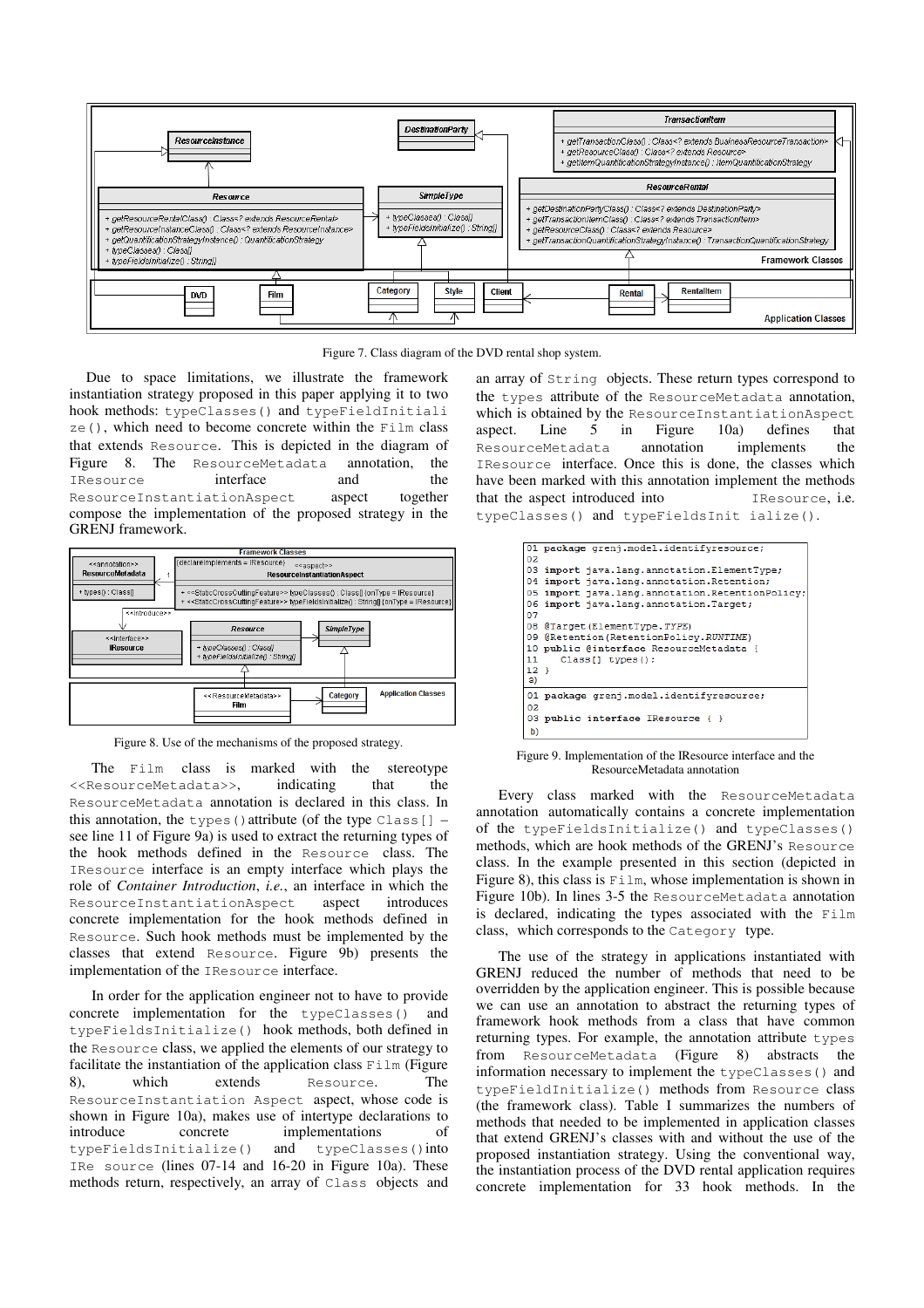Figure 7. Class diagram of the DVD rental shop system.

Due to space limitations, we illustrate the framework instantiation strategy proposed in this paper applying it to two hook methods: `typeClasses()` and `typeFieldsInitialize()`, which need to become concrete within the `Film` class that extends `Resource`. This is depicted in the diagram of Figure 8. The `ResourceMetadata` annotation, the `IResource` interface and the `ResourceInstantiationAspect` aspect together compose the implementation of the proposed strategy in the GRENJ framework.

Figure 8. Use of the mechanisms of the proposed strategy.

The `Film` class is marked with the stereotype `<<ResourceMetadata>>`, indicating that the `ResourceMetadata` annotation is declared in this class. In this annotation, the `types()` attribute (of the type `Class[]` – see line 11 of Figure 9a) is used to extract the returning types of the hook methods defined in the `Resource` class. The `IResource` interface is an empty interface which plays the role of *Container Introduction*, *i.e.*, an interface in which the `ResourceInstantiationAspect` aspect introduces concrete implementation for the hook methods defined in `Resource`. Such hook methods must be implemented by the classes that extend `Resource`. Figure 9b) presents the implementation of the `IResource` interface.

In order for the application engineer not to have to provide concrete implementation for the `typeClasses()` and `typeFieldsInitialize()` hook methods, both defined in the `Resource` class, we applied the elements of our strategy to facilitate the instantiation of the application class `Film` (Figure 8), which extends `Resource`. The `ResourceInstantiation Aspect` aspect, whose code is shown in Figure 10a), makes use of intertype declarations to introduce concrete implementations of `typeFieldsInitialize()` and `typeClasses()` into `IRe source` (lines 07-14 and 16-20 in Figure 10a). These methods return, respectively, an array of `Class` objects and an array of `String` objects. These return types correspond to the `types` attribute of the `ResourceMetadata` annotation, which is obtained by the `ResourceInstantiationAspect` aspect. Line 5 in Figure 10a) defines that `ResourceMetadata` annotation implements the `IResource` interface. Once this is done, the classes which have been marked with this annotation implement the methods that the aspect introduced into `IResource`, i.e. `typeClasses()` and `typeFieldsInit ialize()`.

```
01 package grenj.model.identifyresource;
02
03 import java.lang.annotation.ElementType;
04 import java.lang.annotation.Retention;
05 import java.lang.annotation.RetentionPolicy;
06 import java.lang.annotation.Target;
07
08 @Target(ElementType.TYPE)
09 @Retention(RetentionPolicy.RUNTIME)
10 public @interface ResourceMetadata {
11    Class[] types();
12 }
a)
```

```
01 package grenj.model.identifyresource;
02
03 public interface IResource { }
b)
```

Figure 9. Implementation of the IResource interface and the ResourceMetadata annotation

Every class marked with the `ResourceMetadata` annotation automatically contains a concrete implementation of the `typeFieldsInitialize()` and `typeClasses()` methods, which are hook methods of the GRENJ's `Resource` class. In the example presented in this section (depicted in Figure 8), this class is `Film`, whose implementation is shown in Figure 10b). In lines 3-5 the `ResourceMetadata` annotation is declared, indicating the types associated with the `Film` class, which corresponds to the `Category` type.

The use of the strategy in applications instantiated with GRENJ reduced the number of methods that need to be overridden by the application engineer. This is possible because we can use an annotation to abstract the returning types of framework hook methods from a class that have common returning types. For example, the annotation attribute `types` from `ResourceMetadata` (Figure 8) abstracts the information necessary to implement the `typeClasses()` and `typeFieldInitialize()` methods from `Resource` class (the framework class). Table I summarizes the numbers of methods that needed to be implemented in application classes that extend GRENJ's classes with and without the use of the proposed instantiation strategy. Using the conventional way, the instantiation process of the DVD rental application requires concrete implementation for 33 hook methods. In the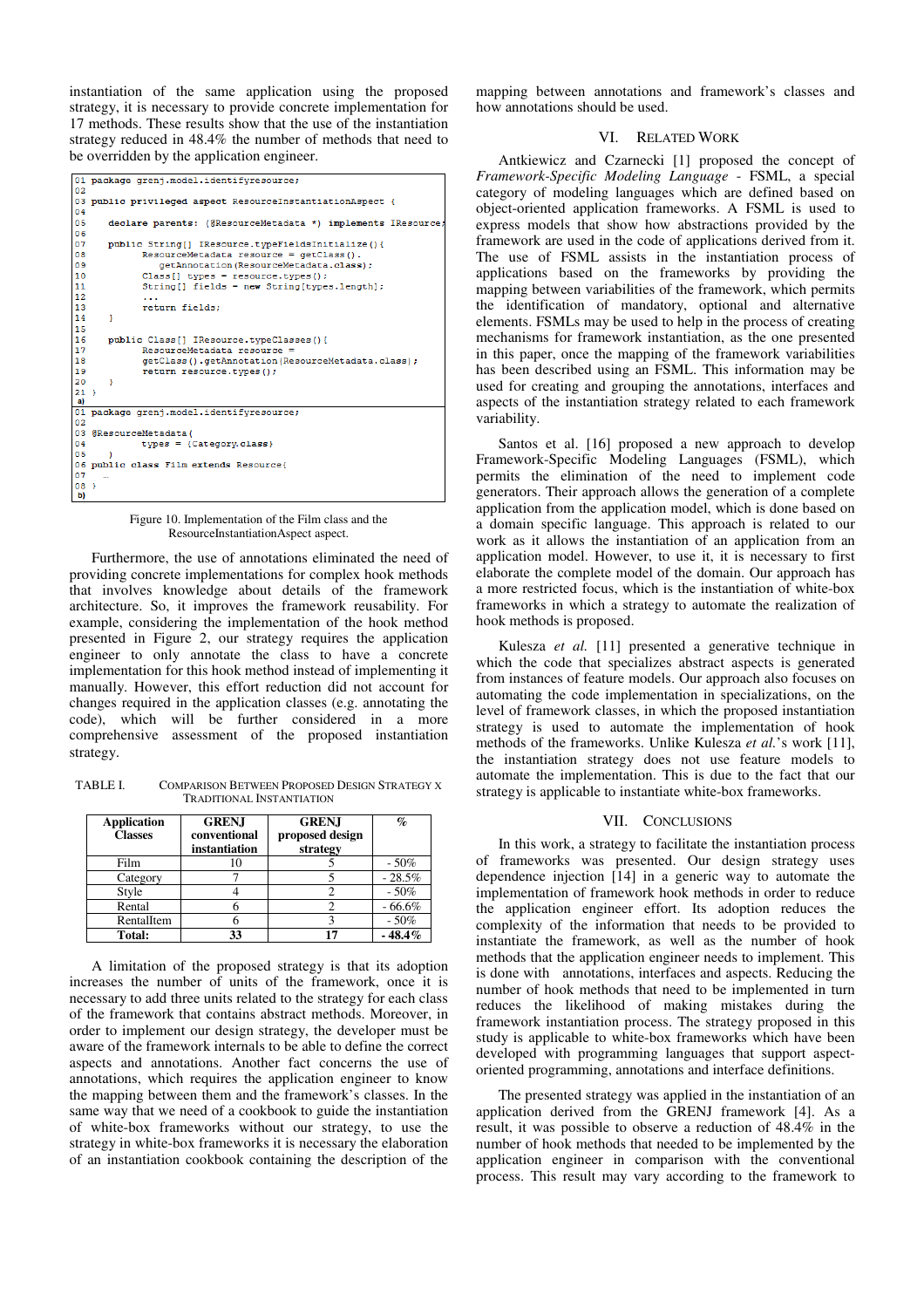instantiation of the same application using the proposed strategy, it is necessary to provide concrete implementation for 17 methods. These results show that the use of the instantiation strategy reduced in 48.4% the number of methods that need to be overridden by the application engineer.

```
01 package grenj.model.identifyresource;
02
03 public privileged aspect ResourceInstantiationAspect {
04
05    declare parents: (@ResourceMetadata *) implements IResource;
06
07    public String[] IResource.typeFieldsInitialize(){
08           ResourceMetadata resource = getClass().
09              getAnnotation(ResourceMetadata.class);
10           Class[] types = resource.types();
11           String[] fields = new String[types.length];
12           ...
13           return fields;
14    }
15
16    public Class[] IResource.typeClasses(){
17           ResourceMetadata resource =
18           getClass().getAnnotation(ResourceMetadata.class);
19           return resource.types();
20    }
21 }
a)
```

```
01 package grenj.model.identifyresource;
02
03 @ResourceMetadata(
04           types = {Category.class}
05    )
06 public class Film extends Resource{
07    ...
08 }
b)
```

Figure 10. Implementation of the Film class and the ResourceInstantiationAspect aspect.

Furthermore, the use of annotations eliminated the need of providing concrete implementations for complex hook methods that involves knowledge about details of the framework architecture. So, it improves the framework reusability. For example, considering the implementation of the hook method presented in Figure 2, our strategy requires the application engineer to only annotate the class to have a concrete implementation for this hook method instead of implementing it manually. However, this effort reduction did not account for changes required in the application classes (e.g. annotating the code), which will be further considered in a more comprehensive assessment of the proposed instantiation strategy.

TABLE I. COMPARISON BETWEEN PROPOSED DESIGN STRATEGY X TRADITIONAL INSTANTIATION

| Application Classes | GRENJ conventional instantiation | GRENJ proposed design strategy | % |
|---|---|---|---|
| Film | 10 | 5 | - 50% |
| Category | 7 | 5 | - 28.5% |
| Style | 4 | 2 | - 50% |
| Rental | 6 | 2 | - 66.6% |
| RentalItem | 6 | 3 | - 50% |
| **Total:** | **33** | **17** | **- 48.4%** |

A limitation of the proposed strategy is that its adoption increases the number of units of the framework, once it is necessary to add three units related to the strategy for each class of the framework that contains abstract methods. Moreover, in order to implement our design strategy, the developer must be aware of the framework internals to be able to define the correct aspects and annotations. Another fact concerns the use of annotations, which requires the application engineer to know the mapping between them and the framework's classes. In the same way that we need of a cookbook to guide the instantiation of white-box frameworks without our strategy, to use the strategy in white-box frameworks it is necessary the elaboration of an instantiation cookbook containing the description of the mapping between annotations and framework's classes and how annotations should be used.

## VI. Related Work

Antkiewicz and Czarnecki [1] proposed the concept of *Framework-Specific Modeling Language* - FSML, a special category of modeling languages which are defined based on object-oriented application frameworks. A FSML is used to express models that show how abstractions provided by the framework are used in the code of applications derived from it. The use of FSML assists in the instantiation process of applications based on the frameworks by providing the mapping between variabilities of the framework, which permits the identification of mandatory, optional and alternative elements. FSMLs may be used to help in the process of creating mechanisms for framework instantiation, as the one presented in this paper, once the mapping of the framework variabilities has been described using an FSML. This information may be used for creating and grouping the annotations, interfaces and aspects of the instantiation strategy related to each framework variability.

Santos et al. [16] proposed a new approach to develop Framework-Specific Modeling Languages (FSML), which permits the elimination of the need to implement code generators. Their approach allows the generation of a complete application from the application model, which is done based on a domain specific language. This approach is related to our work as it allows the instantiation of an application from an application model. However, to use it, it is necessary to first elaborate the complete model of the domain. Our approach has a more restricted focus, which is the instantiation of white-box frameworks in which a strategy to automate the realization of hook methods is proposed.

Kulesza *et al.* [11] presented a generative technique in which the code that specializes abstract aspects is generated from instances of feature models. Our approach also focuses on automating the code implementation in specializations, on the level of framework classes, in which the proposed instantiation strategy is used to automate the implementation of hook methods of the frameworks. Unlike Kulesza *et al.*'s work [11], the instantiation strategy does not use feature models to automate the implementation. This is due to the fact that our strategy is applicable to instantiate white-box frameworks.

## VII. Conclusions

In this work, a strategy to facilitate the instantiation process of frameworks was presented. Our design strategy uses dependence injection [14] in a generic way to automate the implementation of framework hook methods in order to reduce the application engineer effort. Its adoption reduces the complexity of the information that needs to be provided to instantiate the framework, as well as the number of hook methods that the application engineer needs to implement. This is done with annotations, interfaces and aspects. Reducing the number of hook methods that need to be implemented in turn reduces the likelihood of making mistakes during the framework instantiation process. The strategy proposed in this study is applicable to white-box frameworks which have been developed with programming languages that support aspect-oriented programming, annotations and interface definitions.

The presented strategy was applied in the instantiation of an application derived from the GRENJ framework [4]. As a result, it was possible to observe a reduction of 48.4% in the number of hook methods that needed to be implemented by the application engineer in comparison with the conventional process. This result may vary according to the framework to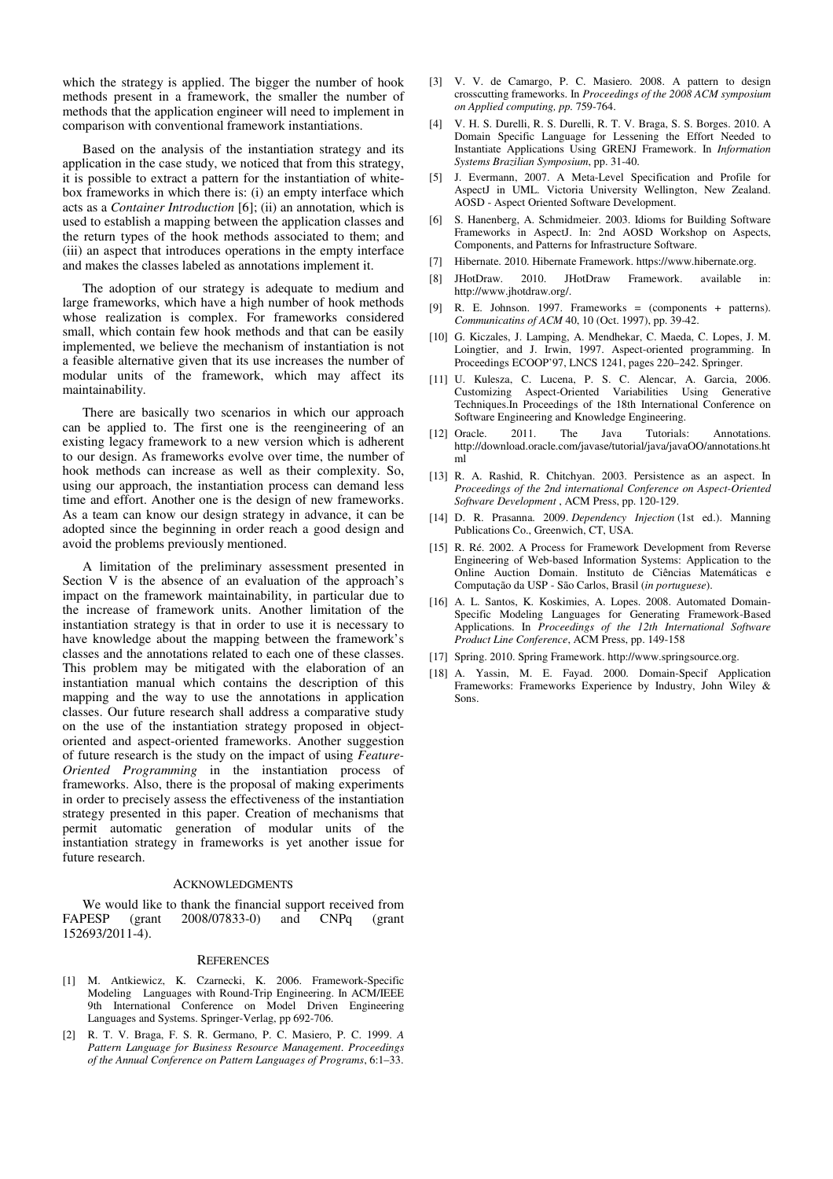which the strategy is applied. The bigger the number of hook methods present in a framework, the smaller the number of methods that the application engineer will need to implement in comparison with conventional framework instantiations.

Based on the analysis of the instantiation strategy and its application in the case study, we noticed that from this strategy, it is possible to extract a pattern for the instantiation of white-box frameworks in which there is: (i) an empty interface which acts as a *Container Introduction* [6]; (ii) an annotation*,* which is used to establish a mapping between the application classes and the return types of the hook methods associated to them; and (iii) an aspect that introduces operations in the empty interface and makes the classes labeled as annotations implement it.

The adoption of our strategy is adequate to medium and large frameworks, which have a high number of hook methods whose realization is complex. For frameworks considered small, which contain few hook methods and that can be easily implemented, we believe the mechanism of instantiation is not a feasible alternative given that its use increases the number of modular units of the framework, which may affect its maintainability.

There are basically two scenarios in which our approach can be applied to. The first one is the reengineering of an existing legacy framework to a new version which is adherent to our design. As frameworks evolve over time, the number of hook methods can increase as well as their complexity. So, using our approach, the instantiation process can demand less time and effort. Another one is the design of new frameworks. As a team can know our design strategy in advance, it can be adopted since the beginning in order reach a good design and avoid the problems previously mentioned.

A limitation of the preliminary assessment presented in Section V is the absence of an evaluation of the approach's impact on the framework maintainability, in particular due to the increase of framework units. Another limitation of the instantiation strategy is that in order to use it is necessary to have knowledge about the mapping between the framework's classes and the annotations related to each one of these classes. This problem may be mitigated with the elaboration of an instantiation manual which contains the description of this mapping and the way to use the annotations in application classes. Our future research shall address a comparative study on the use of the instantiation strategy proposed in object-oriented and aspect-oriented frameworks. Another suggestion of future research is the study on the impact of using *Feature-Oriented Programming* in the instantiation process of frameworks. Also, there is the proposal of making experiments in order to precisely assess the effectiveness of the instantiation strategy presented in this paper. Creation of mechanisms that permit automatic generation of modular units of the instantiation strategy in frameworks is yet another issue for future research.

## ACKNOWLEDGMENTS

We would like to thank the financial support received from FAPESP (grant 2008/07833-0) and CNPq (grant 152693/2011-4).

## REFERENCES

[1] M. Antkiewicz, K. Czarnecki, K. 2006. Framework-Specific Modeling Languages with Round-Trip Engineering. In ACM/IEEE 9th International Conference on Model Driven Engineering Languages and Systems. Springer-Verlag, pp 692-706.

[2] R. T. V. Braga, F. S. R. Germano, P. C. Masiero, P. C. 1999. *A Pattern Language for Business Resource Management*. *Proceedings of the Annual Conference on Pattern Languages of Programs*, 6:1–33.

[3] V. V. de Camargo, P. C. Masiero. 2008. A pattern to design crosscutting frameworks. In *Proceedings of the 2008 ACM symposium on Applied computing, pp.* 759-764.

[4] V. H. S. Durelli, R. S. Durelli, R. T. V. Braga, S. S. Borges. 2010. A Domain Specific Language for Lessening the Effort Needed to Instantiate Applications Using GRENJ Framework. In *Information Systems Brazilian Symposium*, pp. 31-40.

[5] J. Evermann, 2007. A Meta-Level Specification and Profile for AspectJ in UML. Victoria University Wellington, New Zealand. AOSD - Aspect Oriented Software Development.

[6] S. Hanenberg, A. Schmidmeier. 2003. Idioms for Building Software Frameworks in AspectJ. In: 2nd AOSD Workshop on Aspects, Components, and Patterns for Infrastructure Software.

[7] Hibernate. 2010. Hibernate Framework. https://www.hibernate.org.

[8] JHotDraw. 2010. JHotDraw Framework. available in: http://www.jhotdraw.org/.

[9] R. E. Johnson. 1997. Frameworks = (components + patterns). *Communicatins of ACM* 40, 10 (Oct. 1997), pp. 39-42.

[10] G. Kiczales, J. Lamping, A. Mendhekar, C. Maeda, C. Lopes, J. M. Loingtier, and J. Irwin, 1997. Aspect-oriented programming. In Proceedings ECOOP'97, LNCS 1241, pages 220–242. Springer.

[11] U. Kulesza, C. Lucena, P. S. C. Alencar, A. Garcia, 2006. Customizing Aspect-Oriented Variabilities Using Generative Techniques.In Proceedings of the 18th International Conference on Software Engineering and Knowledge Engineering.

[12] Oracle. 2011. The Java Tutorials: Annotations. http://download.oracle.com/javase/tutorial/java/javaOO/annotations.html

[13] R. A. Rashid, R. Chitchyan. 2003. Persistence as an aspect. In *Proceedings of the 2nd international Conference on Aspect-Oriented Software Development* , ACM Press, pp. 120-129.

[14] D. R. Prasanna. 2009. *Dependency Injection* (1st ed.). Manning Publications Co., Greenwich, CT, USA.

[15] R. Ré. 2002. A Process for Framework Development from Reverse Engineering of Web-based Information Systems: Application to the Online Auction Domain. Instituto de Ciências Matemáticas e Computação da USP - São Carlos, Brasil (*in portuguese*).

[16] A. L. Santos, K. Koskimies, A. Lopes. 2008. Automated Domain-Specific Modeling Languages for Generating Framework-Based Applications. In *Proceedings of the 12th International Software Product Line Conference*, ACM Press, pp. 149-158

[17] Spring. 2010. Spring Framework. http://www.springsource.org.

[18] A. Yassin, M. E. Fayad. 2000. Domain-Specif Application Frameworks: Frameworks Experience by Industry, John Wiley & Sons.